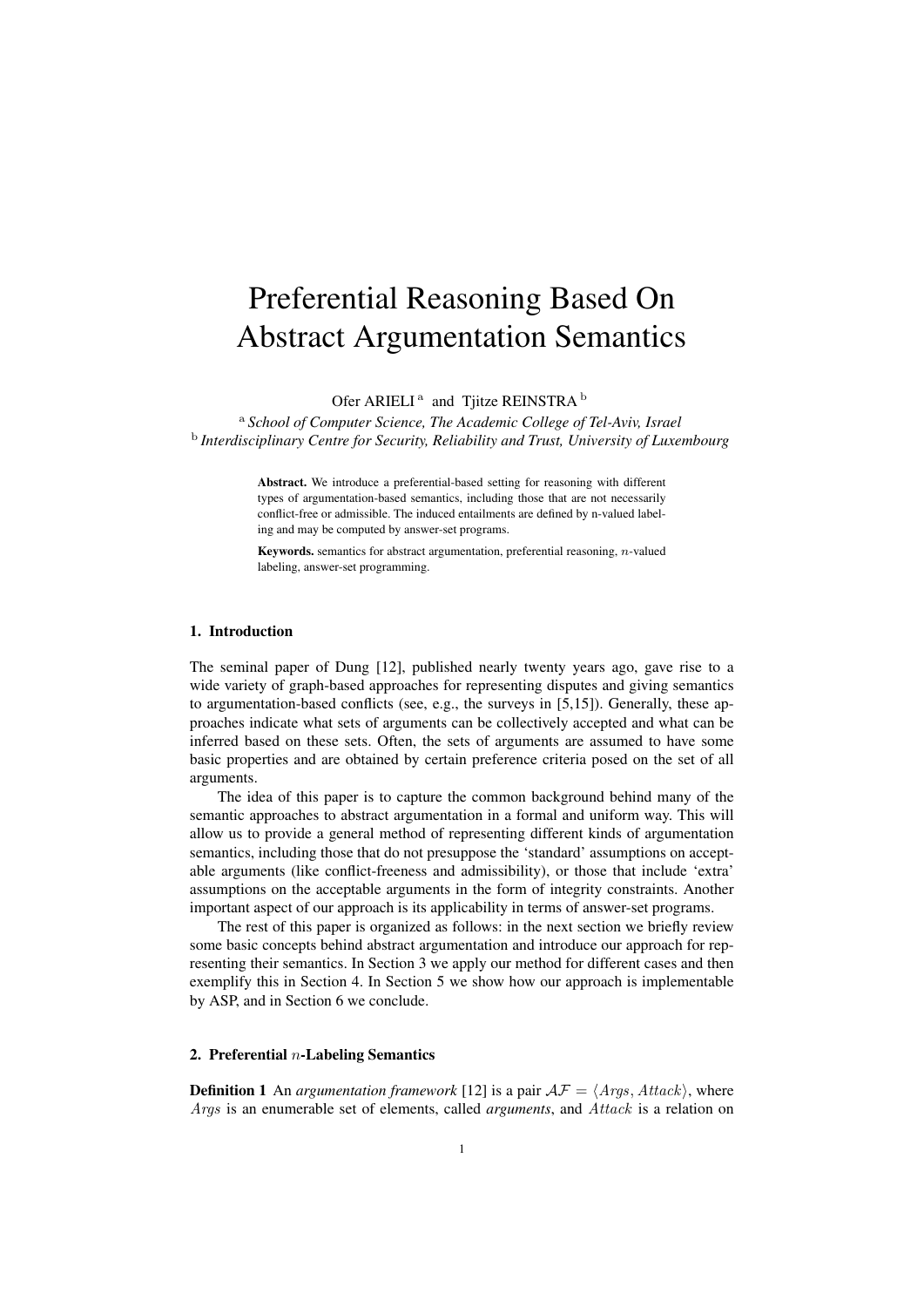# Preferential Reasoning Based On Abstract Argumentation Semantics

Ofer ARIELI [a] and Tjitze REINSTRA [b]

[a] *School of Computer Science, The Academic College of Tel-Aviv, Israel*
[b] *Interdisciplinary Centre for Security, Reliability and Trust, University of Luxembourg*

**Abstract.** We introduce a preferential-based setting for reasoning with different types of argumentation-based semantics, including those that are not necessarily conflict-free or admissible. The induced entailments are defined by n-valued labeling and may be computed by answer-set programs.

**Keywords.** semantics for abstract argumentation, preferential reasoning, $n$-valued labeling, answer-set programming.

## 1. Introduction

The seminal paper of Dung [12], published nearly twenty years ago, gave rise to a wide variety of graph-based approaches for representing disputes and giving semantics to argumentation-based conflicts (see, e.g., the surveys in [5,15]). Generally, these approaches indicate what sets of arguments can be collectively accepted and what can be inferred based on these sets. Often, the sets of arguments are assumed to have some basic properties and are obtained by certain preference criteria posed on the set of all arguments.

The idea of this paper is to capture the common background behind many of the semantic approaches to abstract argumentation in a formal and uniform way. This will allow us to provide a general method of representing different kinds of argumentation semantics, including those that do not presuppose the 'standard' assumptions on acceptable arguments (like conflict-freeness and admissibility), or those that include 'extra' assumptions on the acceptable arguments in the form of integrity constraints. Another important aspect of our approach is its applicability in terms of answer-set programs.

The rest of this paper is organized as follows: in the next section we briefly review some basic concepts behind abstract argumentation and introduce our approach for representing their semantics. In Section 3 we apply our method for different cases and then exemplify this in Section 4. In Section 5 we show how our approach is implementable by ASP, and in Section 6 we conclude.

## 2. Preferential $n$-Labeling Semantics

**Definition 1** An *argumentation framework* [12] is a pair $\mathcal{AF} = \langle Args, Attack \rangle$, where $Args$ is an enumerable set of elements, called *arguments*, and $Attack$ is a relation on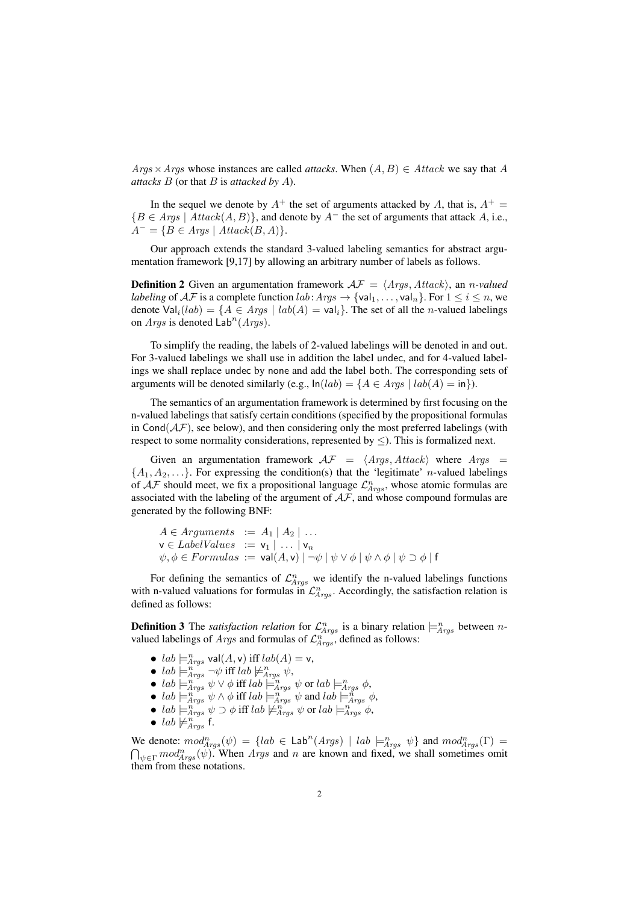$Args \times Args$ whose instances are called *attacks*. When $(A, B) \in Attack$ we say that $A$ *attacks* $B$ (or that $B$ is *attacked by* $A$).

In the sequel we denote by $A^+$ the set of arguments attacked by $A$, that is, $A^+ = \{B \in Args \mid Attack(A, B)\}$, and denote by $A^-$ the set of arguments that attack $A$, i.e., $A^- = \{B \in Args \mid Attack(B, A)\}$.

Our approach extends the standard 3-valued labeling semantics for abstract argumentation framework [9,17] by allowing an arbitrary number of labels as follows.

**Definition 2** Given an argumentation framework $\mathcal{AF} = \langle Args, Attack \rangle$, an *$n$-valued labeling* of $\mathcal{AF}$ is a complete function $lab\colon Args \to \{\mathsf{val}_1, \ldots, \mathsf{val}_n\}$. For $1 \leq i \leq n$, we denote $\mathsf{Val}_i(lab) = \{A \in Args \mid lab(A) = \mathsf{val}_i\}$. The set of all the $n$-valued labelings on $Args$ is denoted $\mathsf{Lab}^n(Args)$.

To simplify the reading, the labels of 2-valued labelings will be denoted in and out. For 3-valued labelings we shall use in addition the label undec, and for 4-valued labelings we shall replace undec by none and add the label both. The corresponding sets of arguments will be denoted similarly (e.g., $\mathsf{In}(lab) = \{A \in Args \mid lab(A) = \mathsf{in}\}$).

The semantics of an argumentation framework is determined by first focusing on the n-valued labelings that satisfy certain conditions (specified by the propositional formulas in $\mathsf{Cond}(\mathcal{AF})$, see below), and then considering only the most preferred labelings (with respect to some normality considerations, represented by $\leq$). This is formalized next.

Given an argumentation framework $\mathcal{AF} = \langle Args, Attack \rangle$ where $Args = \{A_1, A_2, \ldots\}$. For expressing the condition(s) that the 'legitimate' $n$-valued labelings of $\mathcal{AF}$ should meet, we fix a propositional language $\mathcal{L}^n_{Args}$, whose atomic formulas are associated with the labeling of the argument of $\mathcal{AF}$, and whose compound formulas are generated by the following BNF:

$$
\begin{aligned}
A \in Arguments \; &:= \; A_1 \mid A_2 \mid \ldots \\
\mathsf{v} \in LabelValues \; &:= \; \mathsf{v}_1 \mid \ldots \mid \mathsf{v}_n \\
\psi, \phi \in Formulas \; &:= \; \mathsf{val}(A, \mathsf{v}) \mid \neg\psi \mid \psi \vee \phi \mid \psi \wedge \phi \mid \psi \supset \phi \mid \mathsf{f}
\end{aligned}
$$

For defining the semantics of $\mathcal{L}^n_{Args}$ we identify the n-valued labelings functions with n-valued valuations for formulas in $\mathcal{L}^n_{Args}$. Accordingly, the satisfaction relation is defined as follows:

**Definition 3** The *satisfaction relation* for $\mathcal{L}^n_{Args}$ is a binary relation $\models^n_{Args}$ between $n$-valued labelings of $Args$ and formulas of $\mathcal{L}^n_{Args}$, defined as follows:

- $lab \models^n_{Args} \mathsf{val}(A, \mathsf{v})$ iff $lab(A) = \mathsf{v}$,
- $lab \models^n_{Args} \neg\psi$ iff $lab \not\models^n_{Args} \psi$,
- $lab \models^n_{Args} \psi \vee \phi$ iff $lab \models^n_{Args} \psi$ or $lab \models^n_{Args} \phi$,
- $lab \models^n_{Args} \psi \wedge \phi$ iff $lab \models^n_{Args} \psi$ and $lab \models^n_{Args} \phi$,
- $lab \models^n_{Args} \psi \supset \phi$ iff $lab \not\models^n_{Args} \psi$ or $lab \models^n_{Args} \phi$,
- $lab \not\models^n_{Args} \mathsf{f}$.

We denote: $mod^n_{Args}(\psi) = \{lab \in \mathsf{Lab}^n(Args) \mid lab \models^n_{Args} \psi\}$ and $mod^n_{Args}(\Gamma) = \bigcap_{\psi \in \Gamma} mod^n_{Args}(\psi)$. When $Args$ and $n$ are known and fixed, we shall sometimes omit them from these notations.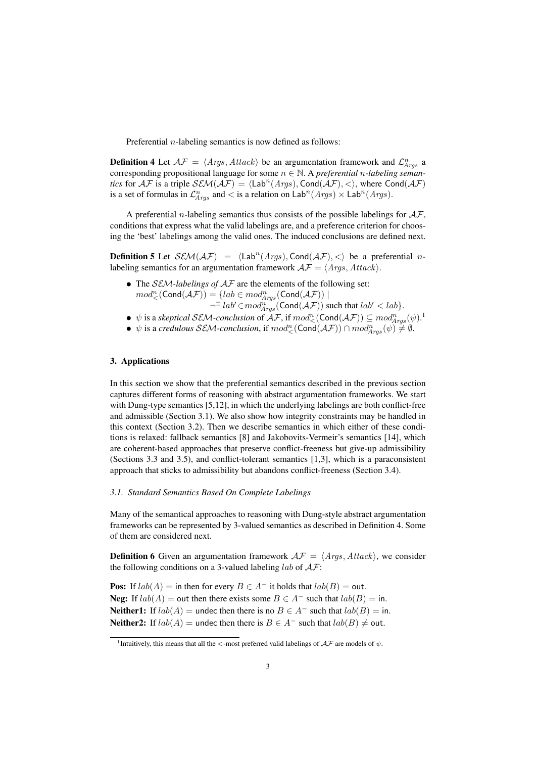Preferential $n$-labeling semantics is now defined as follows:

**Definition 4** Let $\mathcal{AF} = \langle Args, Attack \rangle$ be an argumentation framework and $\mathcal{L}^n_{Args}$ a corresponding propositional language for some $n \in \mathbb{N}$. A *preferential $n$-labeling semantics* for $\mathcal{AF}$ is a triple $\mathcal{SEM}(\mathcal{AF}) = \langle \mathsf{Lab}^n(Args), \mathsf{Cond}(\mathcal{AF}), < \rangle$, where $\mathsf{Cond}(\mathcal{AF})$ is a set of formulas in $\mathcal{L}^n_{Args}$ and $<$ is a relation on $\mathsf{Lab}^n(Args) \times \mathsf{Lab}^n(Args)$.

A preferential $n$-labeling semantics thus consists of the possible labelings for $\mathcal{AF}$, conditions that express what the valid labelings are, and a preference criterion for choosing the 'best' labelings among the valid ones. The induced conclusions are defined next.

**Definition 5** Let $\mathcal{SEM}(\mathcal{AF}) = \langle \mathsf{Lab}^n(Args), \mathsf{Cond}(\mathcal{AF}), < \rangle$ be a preferential $n$-labeling semantics for an argumentation framework $\mathcal{AF} = \langle Args, Attack \rangle$.

- The $\mathcal{SEM}$*-labelings of* $\mathcal{AF}$ are the elements of the following set:
  $mod^n_<(\mathsf{Cond}(\mathcal{AF})) = \{lab \in mod^n_{Args}(\mathsf{Cond}(\mathcal{AF})) \mid$
  $\neg\exists\, lab' \in mod^n_{Args}(\mathsf{Cond}(\mathcal{AF}))$ such that $lab' < lab\}$.
- $\psi$ is a *skeptical* $\mathcal{SEM}$*-conclusion* of $\mathcal{AF}$, if $mod^n_<(\mathsf{Cond}(\mathcal{AF})) \subseteq mod^n_{Args}(\psi)$.[1]
- $\psi$ is a *credulous* $\mathcal{SEM}$*-conclusion*, if $mod^n_<(\mathsf{Cond}(\mathcal{AF})) \cap mod^n_{Args}(\psi) \neq \emptyset$.

## 3. Applications

In this section we show that the preferential semantics described in the previous section captures different forms of reasoning with abstract argumentation frameworks. We start with Dung-type semantics [5,12], in which the underlying labelings are both conflict-free and admissible (Section 3.1). We also show how integrity constraints may be handled in this context (Section 3.2). Then we describe semantics in which either of these conditions is relaxed: fallback semantics [8] and Jakobovits-Vermeir's semantics [14], which are coherent-based approaches that preserve conflict-freeness but give-up admissibility (Sections 3.3 and 3.5), and conflict-tolerant semantics [1,3], which is a paraconsistent approach that sticks to admissibility but abandons conflict-freeness (Section 3.4).

### *3.1. Standard Semantics Based On Complete Labelings*

Many of the semantical approaches to reasoning with Dung-style abstract argumentation frameworks can be represented by 3-valued semantics as described in Definition 4. Some of them are considered next.

**Definition 6** Given an argumentation framework $\mathcal{AF} = \langle Args, Attack \rangle$, we consider the following conditions on a 3-valued labeling $lab$ of $\mathcal{AF}$:

**Pos:** If $lab(A) = \mathsf{in}$ then for every $B \in A^-$ it holds that $lab(B) = \mathsf{out}$.
**Neg:** If $lab(A) = \mathsf{out}$ then there exists some $B \in A^-$ such that $lab(B) = \mathsf{in}$.
**Neither1:** If $lab(A) = \mathsf{undec}$ then there is no $B \in A^-$ such that $lab(B) = \mathsf{in}$.
**Neither2:** If $lab(A) = \mathsf{undec}$ then there is $B \in A^-$ such that $lab(B) \neq \mathsf{out}$.

[1] Intuitively, this means that all the $<$-most preferred valid labelings of $\mathcal{AF}$ are models of $\psi$.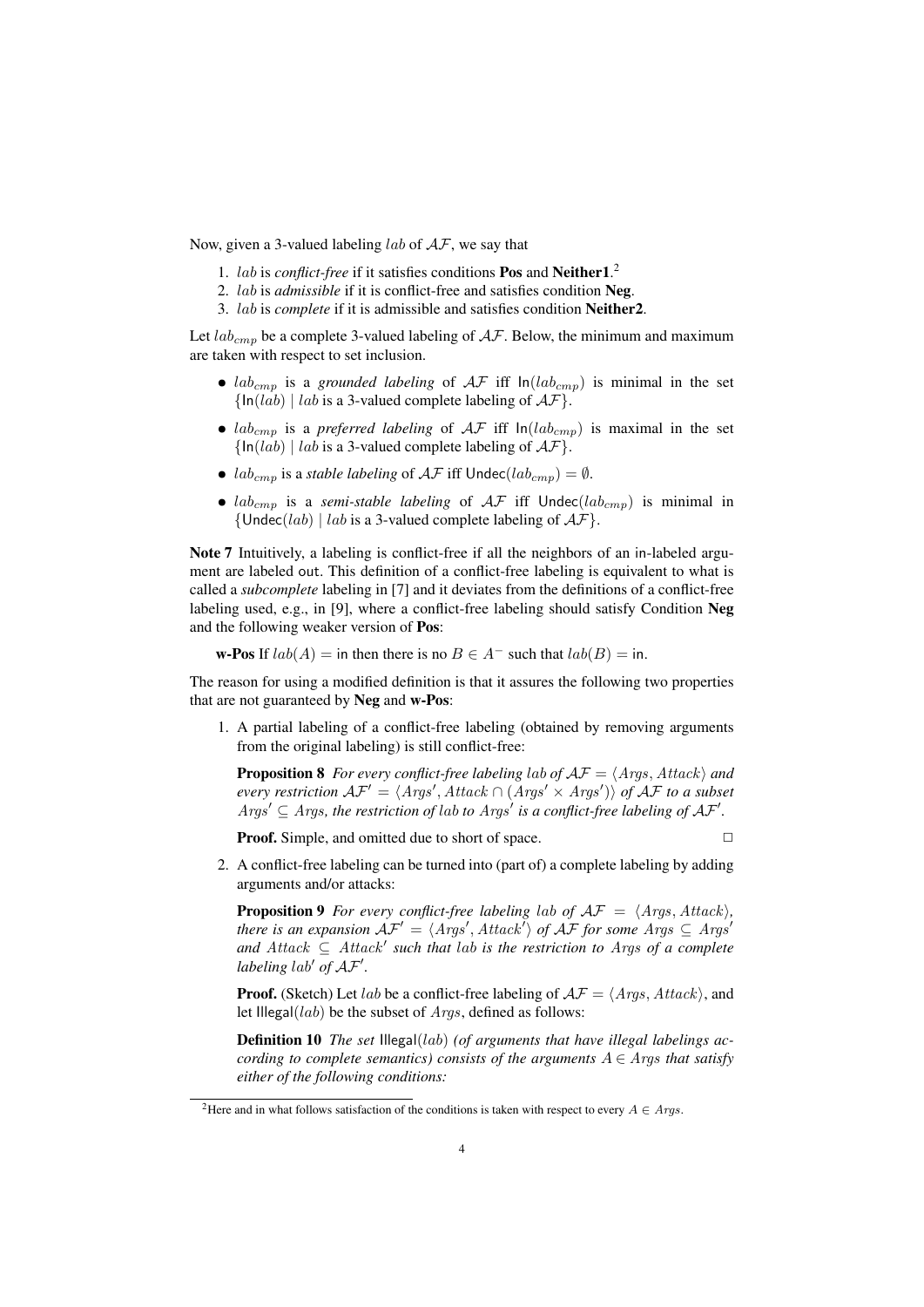Now, given a 3-valued labeling $lab$ of $\mathcal{AF}$, we say that

1. $lab$ is *conflict-free* if it satisfies conditions **Pos** and **Neither1**.[2]
2. $lab$ is *admissible* if it is conflict-free and satisfies condition **Neg**.
3. $lab$ is *complete* if it is admissible and satisfies condition **Neither2**.

Let $lab_{cmp}$ be a complete 3-valued labeling of $\mathcal{AF}$. Below, the minimum and maximum are taken with respect to set inclusion.

- $lab_{cmp}$ is a *grounded labeling* of $\mathcal{AF}$ iff $\mathsf{In}(lab_{cmp})$ is minimal in the set $\{\mathsf{In}(lab) \mid lab \text{ is a 3-valued complete labeling of } \mathcal{AF}\}$.
- $lab_{cmp}$ is a *preferred labeling* of $\mathcal{AF}$ iff $\mathsf{In}(lab_{cmp})$ is maximal in the set $\{\mathsf{In}(lab) \mid lab \text{ is a 3-valued complete labeling of } \mathcal{AF}\}$.
- $lab_{cmp}$ is a *stable labeling* of $\mathcal{AF}$ iff $\mathsf{Undec}(lab_{cmp}) = \emptyset$.
- $lab_{cmp}$ is a *semi-stable labeling* of $\mathcal{AF}$ iff $\mathsf{Undec}(lab_{cmp})$ is minimal in $\{\mathsf{Undec}(lab) \mid lab \text{ is a 3-valued complete labeling of } \mathcal{AF}\}$.

**Note 7** Intuitively, a labeling is conflict-free if all the neighbors of an in-labeled argument are labeled out. This definition of a conflict-free labeling is equivalent to what is called a *subcomplete* labeling in [7] and it deviates from the definitions of a conflict-free labeling used, e.g., in [9], where a conflict-free labeling should satisfy Condition **Neg** and the following weaker version of **Pos**:

**w-Pos** If $lab(A) = \mathsf{in}$ then there is no $B \in A^-$ such that $lab(B) = \mathsf{in}$.

The reason for using a modified definition is that it assures the following two properties that are not guaranteed by **Neg** and **w-Pos**:

1. A partial labeling of a conflict-free labeling (obtained by removing arguments from the original labeling) is still conflict-free:

   **Proposition 8** *For every conflict-free labeling $lab$ of $\mathcal{AF} = \langle Args, Attack \rangle$ and every restriction $\mathcal{AF}' = \langle Args', Attack \cap (Args' \times Args') \rangle$ of $\mathcal{AF}$ to a subset $Args' \subseteq Args$, the restriction of $lab$ to $Args'$ is a conflict-free labeling of $\mathcal{AF}'$.*

   **Proof.** Simple, and omitted due to short of space. □

2. A conflict-free labeling can be turned into (part of) a complete labeling by adding arguments and/or attacks:

   **Proposition 9** *For every conflict-free labeling $lab$ of $\mathcal{AF} = \langle Args, Attack \rangle$, there is an expansion $\mathcal{AF}' = \langle Args', Attack' \rangle$ of $\mathcal{AF}$ for some $Args \subseteq Args'$ and $Attack \subseteq Attack'$ such that $lab$ is the restriction to $Args$ of a complete labeling $lab'$ of $\mathcal{AF}'$.*

   **Proof.** (Sketch) Let $lab$ be a conflict-free labeling of $\mathcal{AF} = \langle Args, Attack \rangle$, and let $\mathsf{Illegal}(lab)$ be the subset of $Args$, defined as follows:

   **Definition 10** *The set $\mathsf{Illegal}(lab)$ (of arguments that have illegal labelings according to complete semantics) consists of the arguments $A \in Args$ that satisfy either of the following conditions:*

[2] Here and in what follows satisfaction of the conditions is taken with respect to every $A \in Args$.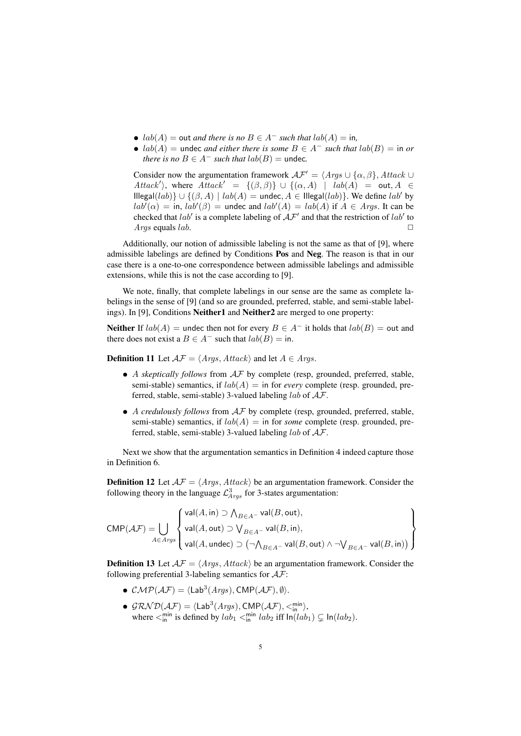- $lab(A) = \mathsf{out}$ *and there is no* $B \in A^-$ *such that* $lab(A) = \mathsf{in}$,
- $lab(A) = \mathsf{undec}$ *and either there is some* $B \in A^-$ *such that* $lab(B) = \mathsf{in}$ *or there is no* $B \in A^-$ *such that* $lab(B) = \mathsf{undec}$.

Consider now the argumentation framework $\mathcal{AF}' = \langle Args \cup \{\alpha, \beta\}, Attack \cup Attack' \rangle$, where $Attack' = \{(\beta, \beta)\} \cup \{(\alpha, A) \mid lab(A) = \mathsf{out}, A \in \mathsf{Illegal}(lab)\} \cup \{(\beta, A) \mid lab(A) = \mathsf{undec}, A \in \mathsf{Illegal}(lab)\}$. We define $lab'$ by $lab'(\alpha) = \mathsf{in}$, $lab'(\beta) = \mathsf{undec}$ and $lab'(A) = lab(A)$ if $A \in Args$. It can be checked that $lab'$ is a complete labeling of $\mathcal{AF}'$ and that the restriction of $lab'$ to $Args$ equals $lab$. □

Additionally, our notion of admissible labeling is not the same as that of [9], where admissible labelings are defined by Conditions **Pos** and **Neg**. The reason is that in our case there is a one-to-one correspondence between admissible labelings and admissible extensions, while this is not the case according to [9].

We note, finally, that complete labelings in our sense are the same as complete labelings in the sense of [9] (and so are grounded, preferred, stable, and semi-stable labelings). In [9], Conditions **Neither1** and **Neither2** are merged to one property:

**Neither** If $lab(A) = \mathsf{undec}$ then not for every $B \in A^-$ it holds that $lab(B) = \mathsf{out}$ and there does not exist a $B \in A^-$ such that $lab(B) = \mathsf{in}$.

**Definition 11** Let $\mathcal{AF} = \langle Args, Attack \rangle$ and let $A \in Args$.

- $A$ *skeptically follows* from $\mathcal{AF}$ by complete (resp, grounded, preferred, stable, semi-stable) semantics, if $lab(A) = \mathsf{in}$ for *every* complete (resp. grounded, preferred, stable, semi-stable) 3-valued labeling $lab$ of $\mathcal{AF}$.
- $A$ *credulously follows* from $\mathcal{AF}$ by complete (resp, grounded, preferred, stable, semi-stable) semantics, if $lab(A) = \mathsf{in}$ for *some* complete (resp. grounded, preferred, stable, semi-stable) 3-valued labeling $lab$ of $\mathcal{AF}$.

Next we show that the argumentation semantics in Definition 4 indeed capture those in Definition 6.

**Definition 12** Let $\mathcal{AF} = \langle Args, Attack \rangle$ be an argumentation framework. Consider the following theory in the language $\mathcal{L}^3_{Args}$ for 3-states argumentation:

$$\mathsf{CMP}(\mathcal{AF}) = \bigcup_{A \in Args} \left\{ \begin{array}{l} \mathsf{val}(A, \mathsf{in}) \supset \bigwedge_{B \in A^-} \mathsf{val}(B, \mathsf{out}), \\ \mathsf{val}(A, \mathsf{out}) \supset \bigvee_{B \in A^-} \mathsf{val}(B, \mathsf{in}), \\ \mathsf{val}(A, \mathsf{undec}) \supset \left(\neg \bigwedge_{B \in A^-} \mathsf{val}(B, \mathsf{out}) \wedge \neg \bigvee_{B \in A^-} \mathsf{val}(B, \mathsf{in})\right) \end{array} \right\}$$

**Definition 13** Let $\mathcal{AF} = \langle Args, Attack \rangle$ be an argumentation framework. Consider the following preferential 3-labeling semantics for $\mathcal{AF}$:

- $\mathcal{CMP}(\mathcal{AF}) = \langle \mathsf{Lab}^3(Args), \mathsf{CMP}(\mathcal{AF}), \emptyset \rangle$.
- $\mathcal{GRND}(\mathcal{AF}) = \langle \mathsf{Lab}^3(Args), \mathsf{CMP}(\mathcal{AF}), <^{\mathsf{min}}_{\mathsf{in}} \rangle$, where $<^{\mathsf{min}}_{\mathsf{in}}$ is defined by $lab_1 <^{\mathsf{min}}_{\mathsf{in}} lab_2$ iff $\mathsf{In}(lab_1) \subsetneq \mathsf{In}(lab_2)$.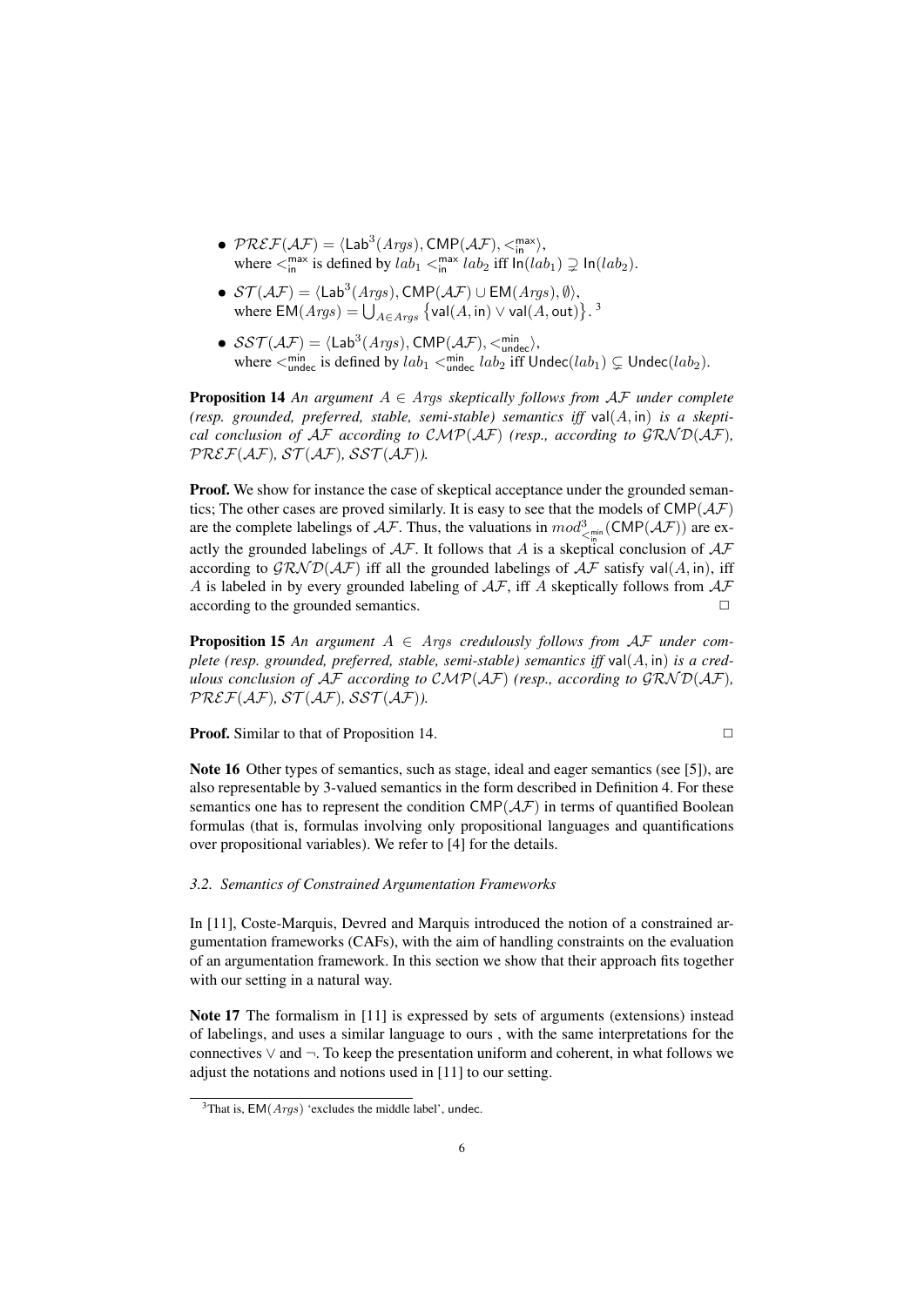- $\mathcal{PREF}(\mathcal{AF}) = \langle \mathsf{Lab}^3(Args), \mathsf{CMP}(\mathcal{AF}), <^{\max}_{\mathsf{in}} \rangle$, where $<^{\max}_{\mathsf{in}}$ is defined by $lab_1 <^{\max}_{\mathsf{in}} lab_2$ iff $\mathsf{In}(lab_1) \supsetneq \mathsf{In}(lab_2)$.
- $\mathcal{ST}(\mathcal{AF}) = \langle \mathsf{Lab}^3(Args), \mathsf{CMP}(\mathcal{AF}) \cup \mathsf{EM}(Args), \emptyset \rangle$, where $\mathsf{EM}(Args) = \bigcup_{A \in Args} \{\mathsf{val}(A, \mathsf{in}) \vee \mathsf{val}(A, \mathsf{out})\}$. [3]
- $\mathcal{SST}(\mathcal{AF}) = \langle \mathsf{Lab}^3(Args), \mathsf{CMP}(\mathcal{AF}), <^{\min}_{\mathsf{undec}} \rangle$, where $<^{\min}_{\mathsf{undec}}$ is defined by $lab_1 <^{\min}_{\mathsf{undec}} lab_2$ iff $\mathsf{Undec}(lab_1) \subsetneq \mathsf{Undec}(lab_2)$.

**Proposition 14** *An argument $A \in Args$ skeptically follows from $\mathcal{AF}$ under complete (resp. grounded, preferred, stable, semi-stable) semantics iff $\mathsf{val}(A, \mathsf{in})$ is a skeptical conclusion of $\mathcal{AF}$ according to $\mathcal{CMP}(\mathcal{AF})$ (resp., according to $\mathcal{GRND}(\mathcal{AF})$, $\mathcal{PREF}(\mathcal{AF})$, $\mathcal{ST}(\mathcal{AF})$, $\mathcal{SST}(\mathcal{AF})$).*

**Proof.** We show for instance the case of skeptical acceptance under the grounded semantics; The other cases are proved similarly. It is easy to see that the models of $\mathsf{CMP}(\mathcal{AF})$ are the complete labelings of $\mathcal{AF}$. Thus, the valuations in $mod^3_{<^{\min}_{\mathsf{in}}}(\mathsf{CMP}(\mathcal{AF}))$ are exactly the grounded labelings of $\mathcal{AF}$. It follows that $A$ is a skeptical conclusion of $\mathcal{AF}$ according to $\mathcal{GRND}(\mathcal{AF})$ iff all the grounded labelings of $\mathcal{AF}$ satisfy $\mathsf{val}(A, \mathsf{in})$, iff $A$ is labeled in by every grounded labeling of $\mathcal{AF}$, iff $A$ skeptically follows from $\mathcal{AF}$ according to the grounded semantics. □

**Proposition 15** *An argument $A \in Args$ credulously follows from $\mathcal{AF}$ under complete (resp. grounded, preferred, stable, semi-stable) semantics iff $\mathsf{val}(A, \mathsf{in})$ is a credulous conclusion of $\mathcal{AF}$ according to $\mathcal{CMP}(\mathcal{AF})$ (resp., according to $\mathcal{GRND}(\mathcal{AF})$, $\mathcal{PREF}(\mathcal{AF})$, $\mathcal{ST}(\mathcal{AF})$, $\mathcal{SST}(\mathcal{AF})$).*

**Proof.** Similar to that of Proposition 14. □

**Note 16** Other types of semantics, such as stage, ideal and eager semantics (see [5]), are also representable by 3-valued semantics in the form described in Definition 4. For these semantics one has to represent the condition $\mathsf{CMP}(\mathcal{AF})$ in terms of quantified Boolean formulas (that is, formulas involving only propositional languages and quantifications over propositional variables). We refer to [4] for the details.

### *3.2. Semantics of Constrained Argumentation Frameworks*

In [11], Coste-Marquis, Devred and Marquis introduced the notion of a constrained argumentation frameworks (CAFs), with the aim of handling constraints on the evaluation of an argumentation framework. In this section we show that their approach fits together with our setting in a natural way.

**Note 17** The formalism in [11] is expressed by sets of arguments (extensions) instead of labelings, and uses a similar language to ours , with the same interpretations for the connectives $\vee$ and $\neg$. To keep the presentation uniform and coherent, in what follows we adjust the notations and notions used in [11] to our setting.

[3] That is, $\mathsf{EM}(Args)$ 'excludes the middle label', undec.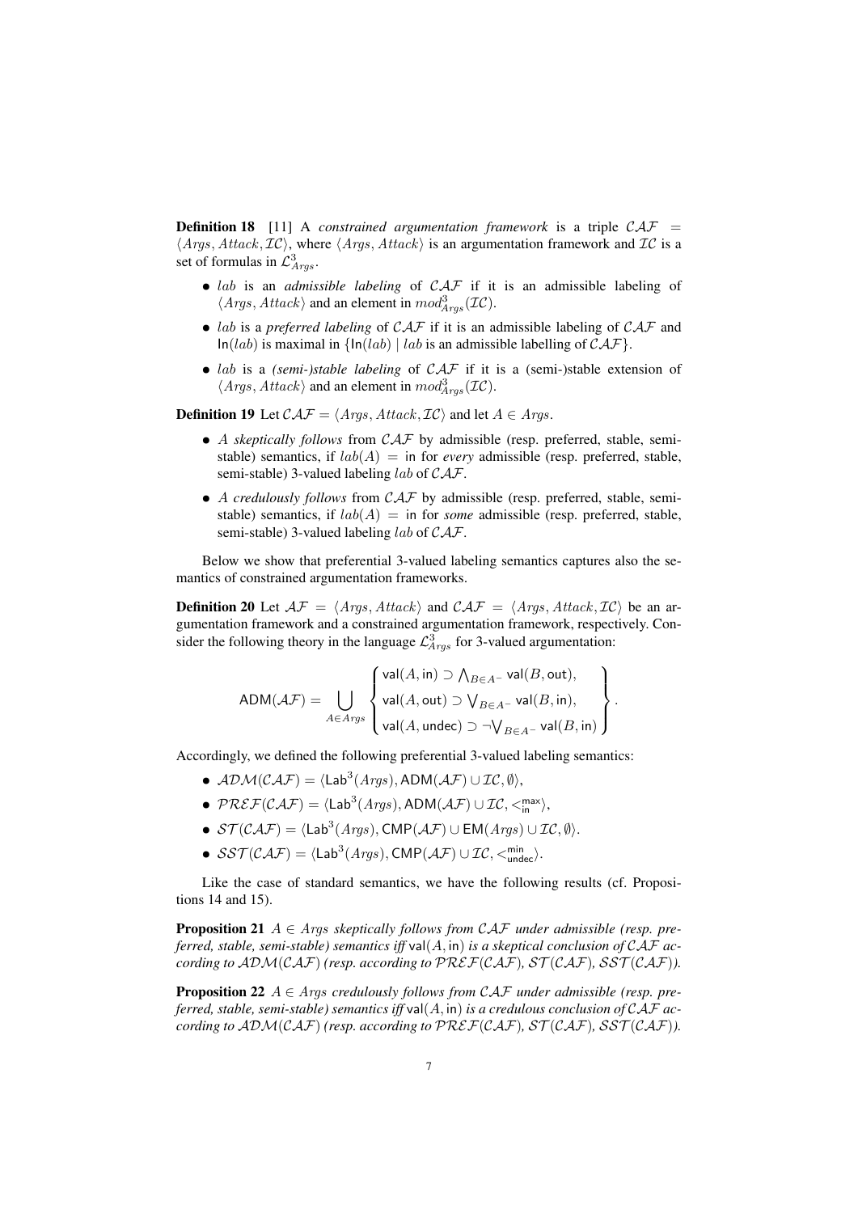**Definition 18** [11] A *constrained argumentation framework* is a triple $\mathcal{CAF} = \langle Args, Attack, \mathcal{IC} \rangle$, where $\langle Args, Attack \rangle$ is an argumentation framework and $\mathcal{IC}$ is a set of formulas in $\mathcal{L}^3_{Args}$.

- $lab$ is an *admissible labeling* of $\mathcal{CAF}$ if it is an admissible labeling of $\langle Args, Attack \rangle$ and an element in $mod^3_{Args}(\mathcal{IC})$.
- $lab$ is a *preferred labeling* of $\mathcal{CAF}$ if it is an admissible labeling of $\mathcal{CAF}$ and $\mathsf{In}(lab)$ is maximal in $\{\mathsf{In}(lab) \mid lab$ is an admissible labelling of $\mathcal{CAF}\}$.
- $lab$ is a *(semi-)stable labeling* of $\mathcal{CAF}$ if it is a (semi-)stable extension of $\langle Args, Attack \rangle$ and an element in $mod^3_{Args}(\mathcal{IC})$.

**Definition 19** Let $\mathcal{CAF} = \langle Args, Attack, \mathcal{IC} \rangle$ and let $A \in Args$.

- *A skeptically follows* from $\mathcal{CAF}$ by admissible (resp. preferred, stable, semi-stable) semantics, if $lab(A) = \mathsf{in}$ for *every* admissible (resp. preferred, stable, semi-stable) 3-valued labeling $lab$ of $\mathcal{CAF}$.
- *A credulously follows* from $\mathcal{CAF}$ by admissible (resp. preferred, stable, semi-stable) semantics, if $lab(A) = \mathsf{in}$ for *some* admissible (resp. preferred, stable, semi-stable) 3-valued labeling $lab$ of $\mathcal{CAF}$.

Below we show that preferential 3-valued labeling semantics captures also the semantics of constrained argumentation frameworks.

**Definition 20** Let $\mathcal{AF} = \langle Args, Attack \rangle$ and $\mathcal{CAF} = \langle Args, Attack, \mathcal{IC} \rangle$ be an argumentation framework and a constrained argumentation framework, respectively. Consider the following theory in the language $\mathcal{L}^3_{Args}$ for 3-valued argumentation:

$$\mathsf{ADM}(\mathcal{AF}) = \bigcup_{A \in Args} \left\{ \begin{array}{l} \mathsf{val}(A, \mathsf{in}) \supset \bigwedge_{B \in A^-} \mathsf{val}(B, \mathsf{out}), \\ \mathsf{val}(A, \mathsf{out}) \supset \bigvee_{B \in A^-} \mathsf{val}(B, \mathsf{in}), \\ \mathsf{val}(A, \mathsf{undec}) \supset \neg \bigvee_{B \in A^-} \mathsf{val}(B, \mathsf{in}) \end{array} \right\}.$$

Accordingly, we defined the following preferential 3-valued labeling semantics:

- $\mathcal{ADM}(\mathcal{CAF}) = \langle \mathsf{Lab}^3(Args), \mathsf{ADM}(\mathcal{AF}) \cup \mathcal{IC}, \emptyset \rangle$,
- $\mathcal{PREF}(\mathcal{CAF}) = \langle \mathsf{Lab}^3(Args), \mathsf{ADM}(\mathcal{AF}) \cup \mathcal{IC}, <^{\mathsf{max}}_{\mathsf{in}} \rangle$,
- $\mathcal{ST}(\mathcal{CAF}) = \langle \mathsf{Lab}^3(Args), \mathsf{CMP}(\mathcal{AF}) \cup \mathsf{EM}(Args) \cup \mathcal{IC}, \emptyset \rangle$.
- $\mathcal{SST}(\mathcal{CAF}) = \langle \mathsf{Lab}^3(Args), \mathsf{CMP}(\mathcal{AF}) \cup \mathcal{IC}, <^{\mathsf{min}}_{\mathsf{undec}} \rangle$.

Like the case of standard semantics, we have the following results (cf. Propositions 14 and 15).

**Proposition 21** *$A \in Args$ skeptically follows from $\mathcal{CAF}$ under admissible (resp. preferred, stable, semi-stable) semantics iff $\mathsf{val}(A, \mathsf{in})$ is a skeptical conclusion of $\mathcal{CAF}$ according to $\mathcal{ADM}(\mathcal{CAF})$ (resp. according to $\mathcal{PREF}(\mathcal{CAF})$, $\mathcal{ST}(\mathcal{CAF})$, $\mathcal{SST}(\mathcal{CAF})$).*

**Proposition 22** *$A \in Args$ credulously follows from $\mathcal{CAF}$ under admissible (resp. preferred, stable, semi-stable) semantics iff $\mathsf{val}(A, \mathsf{in})$ is a credulous conclusion of $\mathcal{CAF}$ according to $\mathcal{ADM}(\mathcal{CAF})$ (resp. according to $\mathcal{PREF}(\mathcal{CAF})$, $\mathcal{ST}(\mathcal{CAF})$, $\mathcal{SST}(\mathcal{CAF})$).*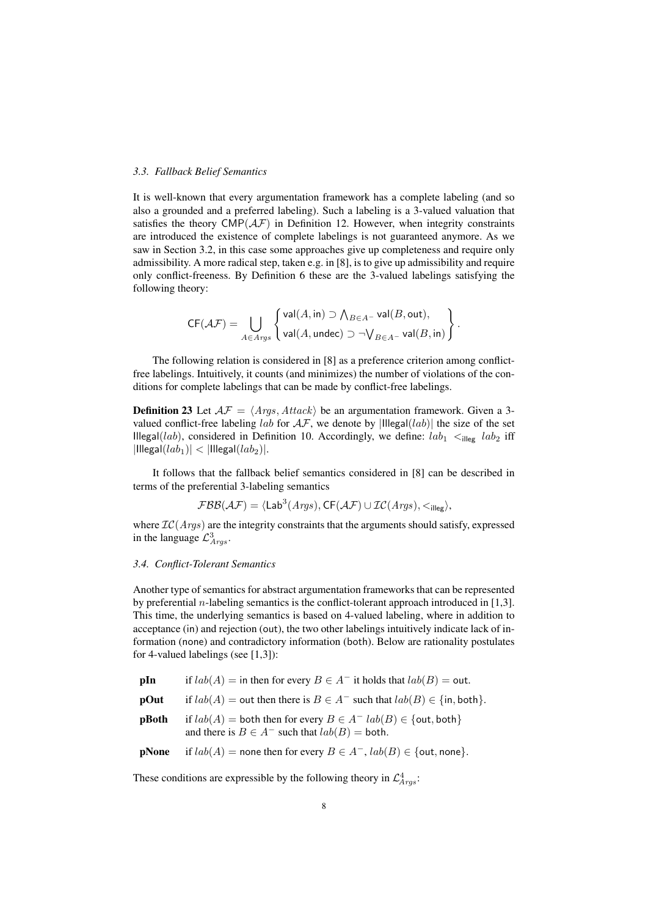### *3.3. Fallback Belief Semantics*

It is well-known that every argumentation framework has a complete labeling (and so also a grounded and a preferred labeling). Such a labeling is a 3-valued valuation that satisfies the theory $\mathsf{CMP}(\mathcal{AF})$ in Definition 12. However, when integrity constraints are introduced the existence of complete labelings is not guaranteed anymore. As we saw in Section 3.2, in this case some approaches give up completeness and require only admissibility. A more radical step, taken e.g. in [8], is to give up admissibility and require only conflict-freeness. By Definition 6 these are the 3-valued labelings satisfying the following theory:

$$\mathsf{CF}(\mathcal{AF}) = \bigcup_{A \in Args} \left\{ \begin{array}{l} \mathsf{val}(A, \mathsf{in}) \supset \bigwedge_{B \in A^-} \mathsf{val}(B, \mathsf{out}), \\ \mathsf{val}(A, \mathsf{undec}) \supset \neg \bigvee_{B \in A^-} \mathsf{val}(B, \mathsf{in}) \end{array} \right\}.$$

The following relation is considered in [8] as a preference criterion among conflict-free labelings. Intuitively, it counts (and minimizes) the number of violations of the conditions for complete labelings that can be made by conflict-free labelings.

**Definition 23** Let $\mathcal{AF} = \langle Args, Attack \rangle$ be an argumentation framework. Given a 3-valued conflict-free labeling $lab$ for $\mathcal{AF}$, we denote by $|\mathsf{Illegal}(lab)|$ the size of the set $\mathsf{Illegal}(lab)$, considered in Definition 10. Accordingly, we define: $lab_1 <_{\mathsf{illeg}} lab_2$ iff $|\mathsf{Illegal}(lab_1)| < |\mathsf{Illegal}(lab_2)|$.

It follows that the fallback belief semantics considered in [8] can be described in terms of the preferential 3-labeling semantics

$$\mathcal{FBB}(\mathcal{AF}) = \langle \mathsf{Lab}^3(Args), \mathsf{CF}(\mathcal{AF}) \cup \mathcal{IC}(Args), <_{\mathsf{illeg}} \rangle,$$

where $\mathcal{IC}(Args)$ are the integrity constraints that the arguments should satisfy, expressed in the language $\mathcal{L}^3_{Args}$.

### *3.4. Conflict-Tolerant Semantics*

Another type of semantics for abstract argumentation frameworks that can be represented by preferential $n$-labeling semantics is the conflict-tolerant approach introduced in [1,3]. This time, the underlying semantics is based on 4-valued labeling, where in addition to acceptance (in) and rejection (out), the two other labelings intuitively indicate lack of information (none) and contradictory information (both). Below are rationality postulates for 4-valued labelings (see [1,3]):

- **pIn** if $lab(A) = \mathsf{in}$ then for every $B \in A^-$ it holds that $lab(B) = \mathsf{out}$.
- **pOut** if $lab(A) = \mathsf{out}$ then there is $B \in A^-$ such that $lab(B) \in \{\mathsf{in}, \mathsf{both}\}$.
- **pBoth** if $lab(A) = \mathsf{both}$ then for every $B \in A^-$ $lab(B) \in \{\mathsf{out}, \mathsf{both}\}$ and there is $B \in A^-$ such that $lab(B) = \mathsf{both}$.
- **pNone** if $lab(A) = \mathsf{none}$ then for every $B \in A^-$, $lab(B) \in \{\mathsf{out}, \mathsf{none}\}$.

These conditions are expressible by the following theory in $\mathcal{L}^4_{Args}$: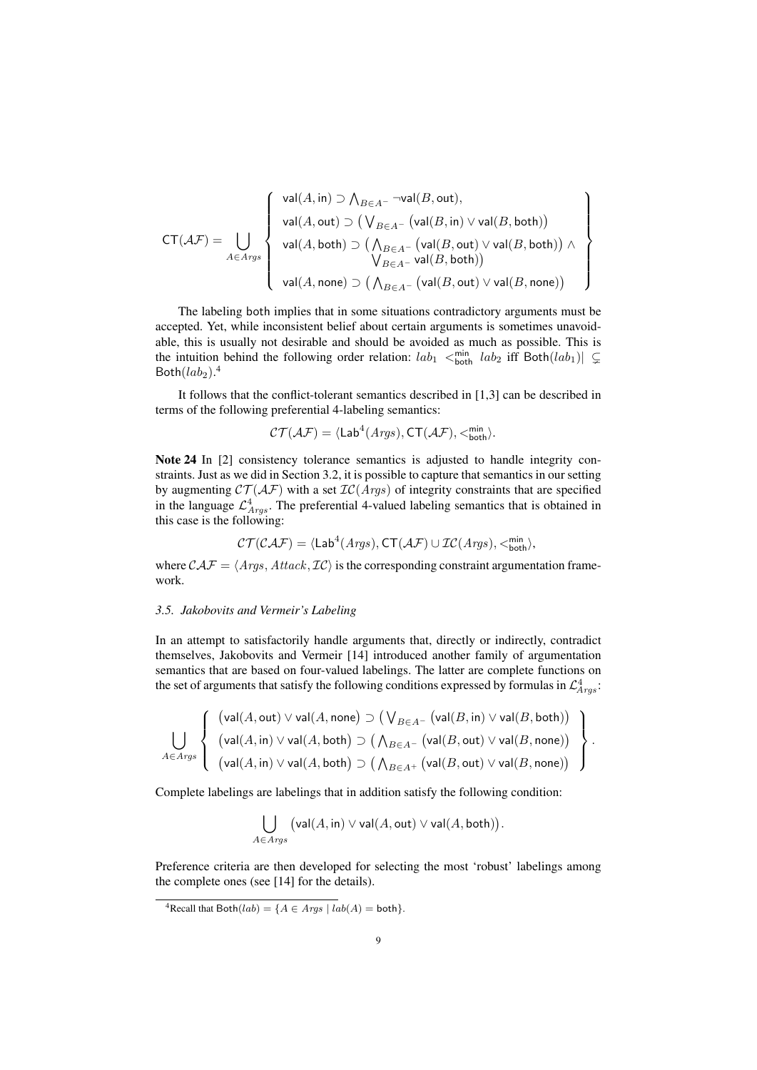$$
\mathsf{CT}(\mathcal{AF}) = \bigcup_{A \in Args} \left\{ \begin{array}{l} \mathsf{val}(A,\mathsf{in}) \supset \bigwedge_{B \in A^-} \neg \mathsf{val}(B,\mathsf{out}), \\ \mathsf{val}(A,\mathsf{out}) \supset \big( \bigvee_{B \in A^-} \big(\mathsf{val}(B,\mathsf{in}) \vee \mathsf{val}(B,\mathsf{both})\big) \\ \mathsf{val}(A,\mathsf{both}) \supset \big( \bigwedge_{B \in A^-} \big(\mathsf{val}(B,\mathsf{out}) \vee \mathsf{val}(B,\mathsf{both})\big) \wedge \\ \qquad \bigvee_{B \in A^-} \mathsf{val}(B,\mathsf{both})\big) \\ \mathsf{val}(A,\mathsf{none}) \supset \big( \bigwedge_{B \in A^-} \big(\mathsf{val}(B,\mathsf{out}) \vee \mathsf{val}(B,\mathsf{none})\big) \end{array} \right\}
$$

The labeling both implies that in some situations contradictory arguments must be accepted. Yet, while inconsistent belief about certain arguments is sometimes unavoidable, this is usually not desirable and should be avoided as much as possible. This is the intuition behind the following order relation: $lab_1 <^{\mathsf{min}}_{\mathsf{both}} lab_2$ iff $\mathsf{Both}(lab_1)| \subsetneq \mathsf{Both}(lab_2)$.[4]

It follows that the conflict-tolerant semantics described in [1,3] can be described in terms of the following preferential 4-labeling semantics:

$$
\mathcal{CT}(\mathcal{AF}) = \langle \mathsf{Lab}^4(Args), \mathsf{CT}(\mathcal{AF}), <^{\mathsf{min}}_{\mathsf{both}} \rangle.
$$

**Note 24** In [2] consistency tolerance semantics is adjusted to handle integrity constraints. Just as we did in Section 3.2, it is possible to capture that semantics in our setting by augmenting $\mathcal{CT}(\mathcal{AF})$ with a set $\mathcal{IC}(Args)$ of integrity constraints that are specified in the language $\mathcal{L}^4_{Args}$. The preferential 4-valued labeling semantics that is obtained in this case is the following:

$$
\mathcal{CT}(\mathcal{CAF}) = \langle \mathsf{Lab}^4(Args), \mathsf{CT}(\mathcal{AF}) \cup \mathcal{IC}(Args), <^{\mathsf{min}}_{\mathsf{both}} \rangle,
$$

where $\mathcal{CAF} = \langle Args, Attack, \mathcal{IC} \rangle$ is the corresponding constraint argumentation framework.

### 3.5. Jakobovits and Vermeir's Labeling

In an attempt to satisfactorily handle arguments that, directly or indirectly, contradict themselves, Jakobovits and Vermeir [14] introduced another family of argumentation semantics that are based on four-valued labelings. The latter are complete functions on the set of arguments that satisfy the following conditions expressed by formulas in $\mathcal{L}^4_{Args}$:

$$
\bigcup_{A \in Args} \left\{ \begin{array}{l} \big(\mathsf{val}(A,\mathsf{out}) \vee \mathsf{val}(A,\mathsf{none}\big) \supset \big( \bigvee_{B \in A^-} \big(\mathsf{val}(B,\mathsf{in}) \vee \mathsf{val}(B,\mathsf{both})\big) \\ \big(\mathsf{val}(A,\mathsf{in}) \vee \mathsf{val}(A,\mathsf{both}\big) \supset \big( \bigwedge_{B \in A^-} \big(\mathsf{val}(B,\mathsf{out}) \vee \mathsf{val}(B,\mathsf{none})\big) \\ \big(\mathsf{val}(A,\mathsf{in}) \vee \mathsf{val}(A,\mathsf{both}\big) \supset \big( \bigwedge_{B \in A^+} \big(\mathsf{val}(B,\mathsf{out}) \vee \mathsf{val}(B,\mathsf{none})\big) \end{array} \right\}.
$$

Complete labelings are labelings that in addition satisfy the following condition:

$$
\bigcup_{A \in Args} \big(\mathsf{val}(A,\mathsf{in}) \vee \mathsf{val}(A,\mathsf{out}) \vee \mathsf{val}(A,\mathsf{both})\big).
$$

Preference criteria are then developed for selecting the most 'robust' labelings among the complete ones (see [14] for the details).

[4] Recall that $\mathsf{Both}(lab) = \{A \in Args \mid lab(A) = \mathsf{both}\}$.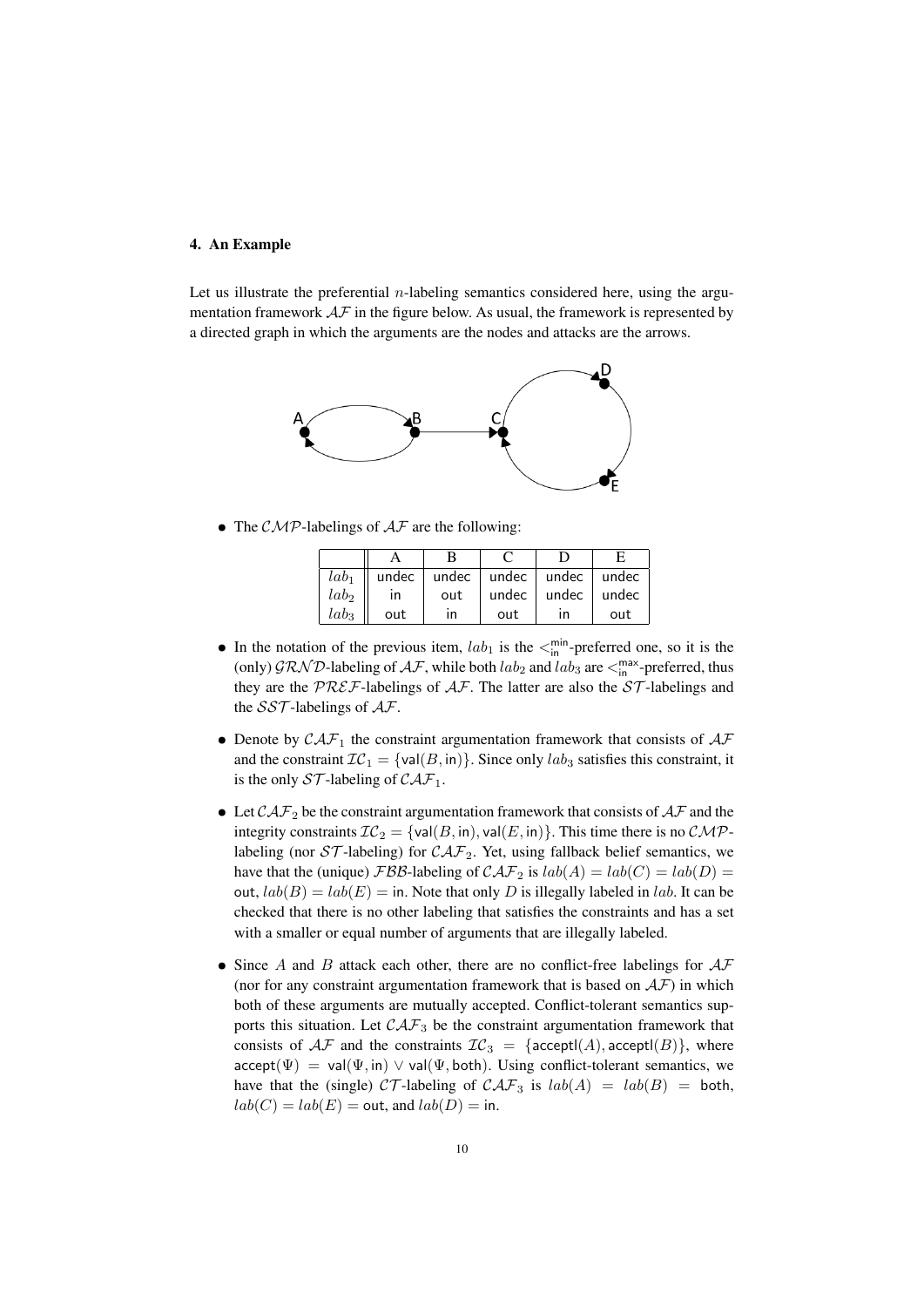### 4. An Example

Let us illustrate the preferential $n$-labeling semantics considered here, using the argumentation framework $\mathcal{AF}$ in the figure below. As usual, the framework is represented by a directed graph in which the arguments are the nodes and attacks are the arrows.

- The $\mathcal{CMP}$-labelings of $\mathcal{AF}$ are the following:

| | A | B | C | D | E |
|---|---|---|---|---|---|
| $lab_1$ | undec | undec | undec | undec | undec |
| $lab_2$ | in | out | undec | undec | undec |
| $lab_3$ | out | in | out | in | out |

- In the notation of the previous item, $lab_1$ is the $<^{\mathsf{min}}_{\mathsf{in}}$-preferred one, so it is the (only) $\mathcal{GRND}$-labeling of $\mathcal{AF}$, while both $lab_2$ and $lab_3$ are $<^{\mathsf{max}}_{\mathsf{in}}$-preferred, thus they are the $\mathcal{PREF}$-labelings of $\mathcal{AF}$. The latter are also the $\mathcal{ST}$-labelings and the $\mathcal{SST}$-labelings of $\mathcal{AF}$.

- Denote by $\mathcal{CAF}_1$ the constraint argumentation framework that consists of $\mathcal{AF}$ and the constraint $\mathcal{IC}_1 = \{\mathsf{val}(B, \mathsf{in})\}$. Since only $lab_3$ satisfies this constraint, it is the only $\mathcal{ST}$-labeling of $\mathcal{CAF}_1$.

- Let $\mathcal{CAF}_2$ be the constraint argumentation framework that consists of $\mathcal{AF}$ and the integrity constraints $\mathcal{IC}_2 = \{\mathsf{val}(B, \mathsf{in}), \mathsf{val}(E, \mathsf{in})\}$. This time there is no $\mathcal{CMP}$-labeling (nor $\mathcal{ST}$-labeling) for $\mathcal{CAF}_2$. Yet, using fallback belief semantics, we have that the (unique) $\mathcal{FBB}$-labeling of $\mathcal{CAF}_2$ is $lab(A) = lab(C) = lab(D) = \mathsf{out}$, $lab(B) = lab(E) = \mathsf{in}$. Note that only $D$ is illegally labeled in $lab$. It can be checked that there is no other labeling that satisfies the constraints and has a set with a smaller or equal number of arguments that are illegally labeled.

- Since $A$ and $B$ attack each other, there are no conflict-free labelings for $\mathcal{AF}$ (nor for any constraint argumentation framework that is based on $\mathcal{AF}$) in which both of these arguments are mutually accepted. Conflict-tolerant semantics supports this situation. Let $\mathcal{CAF}_3$ be the constraint argumentation framework that consists of $\mathcal{AF}$ and the constraints $\mathcal{IC}_3 = \{\mathsf{acceptl}(A), \mathsf{acceptl}(B)\}$, where $\mathsf{accept}(\Psi) = \mathsf{val}(\Psi, \mathsf{in}) \vee \mathsf{val}(\Psi, \mathsf{both})$. Using conflict-tolerant semantics, we have that the (single) $\mathcal{CT}$-labeling of $\mathcal{CAF}_3$ is $lab(A) = lab(B) = \mathsf{both}$, $lab(C) = lab(E) = \mathsf{out}$, and $lab(D) = \mathsf{in}$.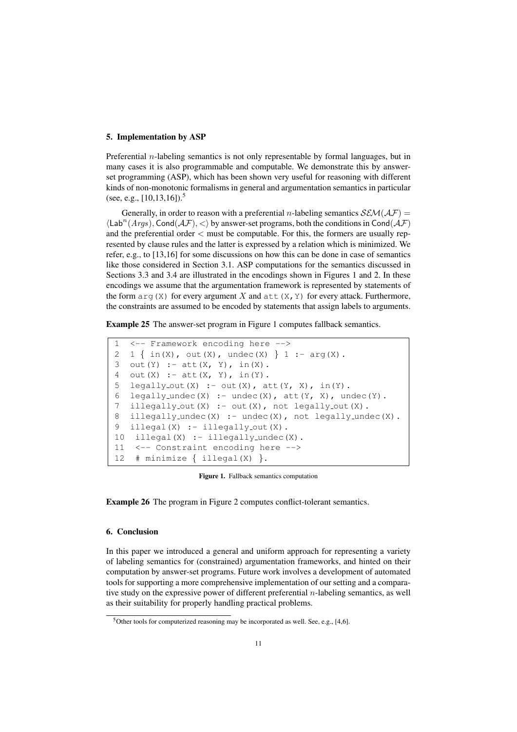### 5. Implementation by ASP

Preferential $n$-labeling semantics is not only representable by formal languages, but in many cases it is also programmable and computable. We demonstrate this by answer-set programming (ASP), which has been shown very useful for reasoning with different kinds of non-monotonic formalisms in general and argumentation semantics in particular (see, e.g., [10,13,16]).[5]

Generally, in order to reason with a preferential $n$-labeling semantics $\mathcal{SEM}(\mathcal{AF}) = \langle \mathsf{Lab}^n(Args), \mathsf{Cond}(\mathcal{AF}), < \rangle$ by answer-set programs, both the conditions in $\mathsf{Cond}(\mathcal{AF})$ and the preferential order $<$ must be computable. For this, the formers are usually represented by clause rules and the latter is expressed by a relation which is minimized. We refer, e.g., to [13,16] for some discussions on how this can be done in case of semantics like those considered in Section 3.1. ASP computations for the semantics discussed in Sections 3.3 and 3.4 are illustrated in the encodings shown in Figures 1 and 2. In these encodings we assume that the argumentation framework is represented by statements of the form `arg(X)` for every argument $X$ and `att(X,Y)` for every attack. Furthermore, the constraints are assumed to be encoded by statements that assign labels to arguments.

**Example 25** The answer-set program in Figure 1 computes fallback semantics.

```
1  <-- Framework encoding here -->
2  1 { in(X), out(X), undec(X) } 1 :- arg(X).
3  out(Y) :- att(X, Y), in(X).
4  out(X) :- att(X, Y), in(Y).
5  legally_out(X) :- out(X), att(Y, X), in(Y).
6  legally_undec(X) :- undec(X), att(Y, X), undec(Y).
7  illegally_out(X) :- out(X), not legally_out(X).
8  illegally_undec(X) :- undec(X), not legally_undec(X).
9  illegal(X) :- illegally_out(X).
10  illegal(X) :- illegally_undec(X).
11  <-- Constraint encoding here -->
12  # minimize { illegal(X) }.
```

**Figure 1.** Fallback semantics computation

**Example 26** The program in Figure 2 computes conflict-tolerant semantics.

### 6. Conclusion

In this paper we introduced a general and uniform approach for representing a variety of labeling semantics for (constrained) argumentation frameworks, and hinted on their computation by answer-set programs. Future work involves a development of automated tools for supporting a more comprehensive implementation of our setting and a comparative study on the expressive power of different preferential $n$-labeling semantics, as well as their suitability for properly handling practical problems.

[5] Other tools for computerized reasoning may be incorporated as well. See, e.g., [4,6].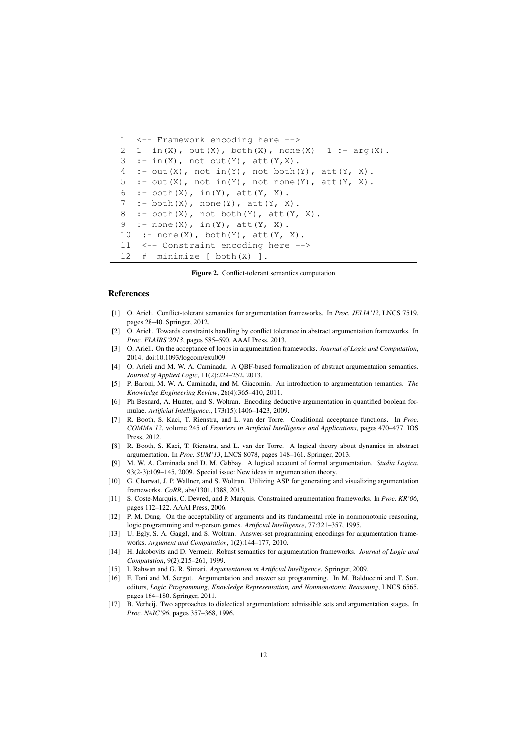```
1  <-- Framework encoding here -->
2  1  in(X), out(X), both(X), none(X)  1 :- arg(X).
3  :- in(X), not out(Y), att(Y,X).
4  :- out(X), not in(Y), not both(Y), att(Y, X).
5  :- out(X), not in(Y), not none(Y), att(Y, X).
6  :- both(X), in(Y), att(Y, X).
7  :- both(X), none(Y), att(Y, X).
8  :- both(X), not both(Y), att(Y, X).
9  :- none(X), in(Y), att(Y, X).
10  :- none(X), both(Y), att(Y, X).
11  <-- Constraint encoding here -->
12  #  minimize [ both(X) ].
```

**Figure 2.** Conflict-tolerant semantics computation

## References

- [1] O. Arieli. Conflict-tolerant semantics for argumentation frameworks. In *Proc. JELIA'12*, LNCS 7519, pages 28–40. Springer, 2012.
- [2] O. Arieli. Towards constraints handling by conflict tolerance in abstract argumentation frameworks. In *Proc. FLAIRS'2013*, pages 585–590. AAAI Press, 2013.
- [3] O. Arieli. On the acceptance of loops in argumentation frameworks. *Journal of Logic and Computation*, 2014. doi:10.1093/logcom/exu009.
- [4] O. Arieli and M. W. A. Caminada. A QBF-based formalization of abstract argumentation semantics. *Journal of Applied Logic*, 11(2):229–252, 2013.
- [5] P. Baroni, M. W. A. Caminada, and M. Giacomin. An introduction to argumentation semantics. *The Knowledge Engineering Review*, 26(4):365–410, 2011.
- [6] Ph Besnard, A. Hunter, and S. Woltran. Encoding deductive argumentation in quantified boolean formulae. *Artificial Intelligence.*, 173(15):1406–1423, 2009.
- [7] R. Booth, S. Kaci, T. Rienstra, and L. van der Torre. Conditional acceptance functions. In *Proc. COMMA'12*, volume 245 of *Frontiers in Artificial Intelligence and Applications*, pages 470–477. IOS Press, 2012.
- [8] R. Booth, S. Kaci, T. Rienstra, and L. van der Torre. A logical theory about dynamics in abstract argumentation. In *Proc. SUM'13*, LNCS 8078, pages 148–161. Springer, 2013.
- [9] M. W. A. Caminada and D. M. Gabbay. A logical account of formal argumentation. *Studia Logica*, 93(2-3):109–145, 2009. Special issue: New ideas in argumentation theory.
- [10] G. Charwat, J. P. Wallner, and S. Woltran. Utilizing ASP for generating and visualizing argumentation frameworks. *CoRR*, abs/1301.1388, 2013.
- [11] S. Coste-Marquis, C. Devred, and P. Marquis. Constrained argumentation frameworks. In *Proc. KR'06*, pages 112–122. AAAI Press, 2006.
- [12] P. M. Dung. On the acceptability of arguments and its fundamental role in nonmonotonic reasoning, logic programming and $n$-person games. *Artificial Intelligence*, 77:321–357, 1995.
- [13] U. Egly, S. A. Gaggl, and S. Woltran. Answer-set programming encodings for argumentation frameworks. *Argument and Computation*, 1(2):144–177, 2010.
- [14] H. Jakobovits and D. Vermeir. Robust semantics for argumentation frameworks. *Journal of Logic and Computation*, 9(2):215–261, 1999.
- [15] I. Rahwan and G. R. Simari. *Argumentation in Artificial Intelligence*. Springer, 2009.
- [16] F. Toni and M. Sergot. Argumentation and answer set programming. In M. Balduccini and T. Son, editors, *Logic Programming, Knowledge Representation, and Nonmonotonic Reasoning*, LNCS 6565, pages 164–180. Springer, 2011.
- [17] B. Verheij. Two approaches to dialectical argumentation: admissible sets and argumentation stages. In *Proc. NAIC'96*, pages 357–368, 1996.